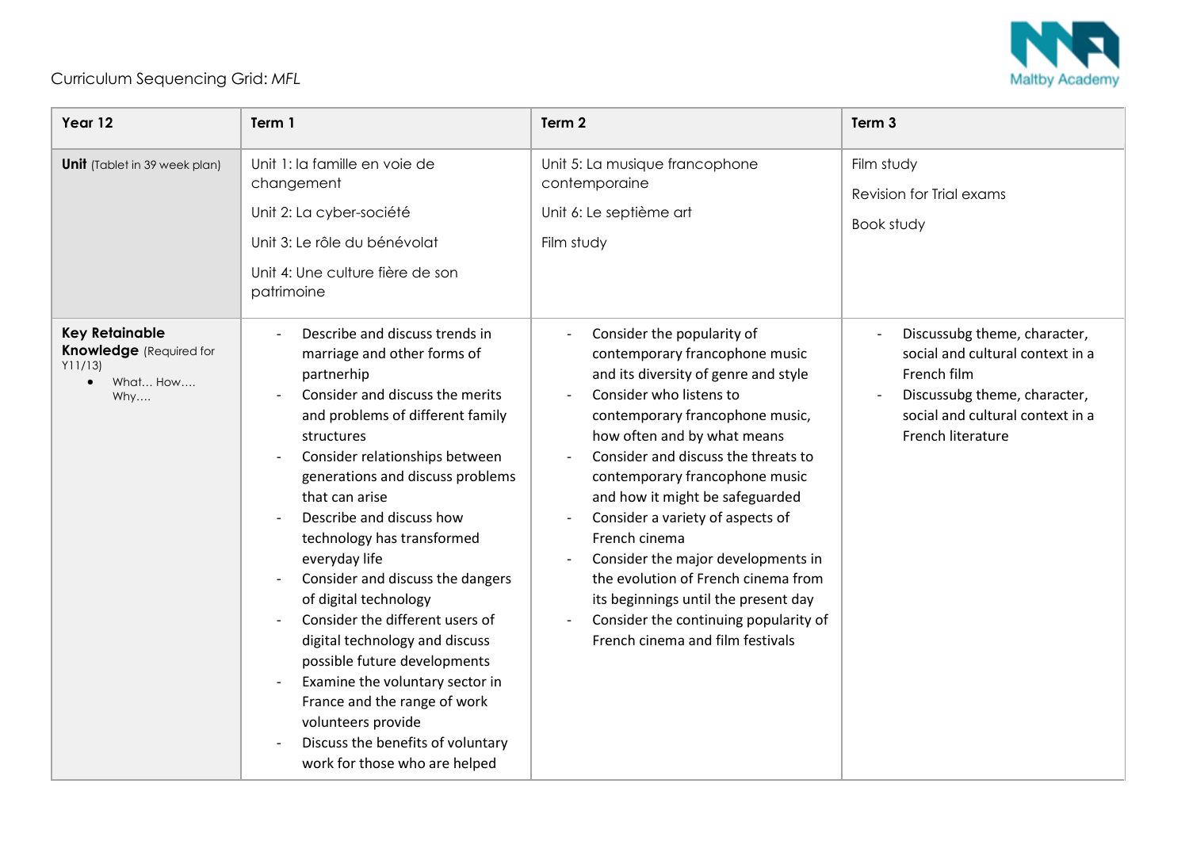Curriculum Sequencing Grid: *MFL*

| Year 12 | Term 1 | Term 2 | Term 3 |
|---|---|---|---|
| **Unit** (Tablet in 39 week plan) | Unit 1: la famille en voie de changement<br><br>Unit 2: La cyber-société<br><br>Unit 3: Le rôle du bénévolat<br><br>Unit 4: Une culture fière de son patrimoine | Unit 5: La musique francophone contemporaine<br><br>Unit 6: Le septième art<br><br>Film study | Film study<br><br>Revision for Trial exams<br><br>Book study |
| **Key Retainable Knowledge** (Required for Y11/13)<br>• What… How…. Why…. | - Describe and discuss trends in marriage and other forms of partnerhip<br>- Consider and discuss the merits and problems of different family structures<br>- Consider relationships between generations and discuss problems that can arise<br>- Describe and discuss how technology has transformed everyday life<br>- Consider and discuss the dangers of digital technology<br>- Consider the different users of digital technology and discuss possible future developments<br>- Examine the voluntary sector in France and the range of work volunteers provide<br>- Discuss the benefits of voluntary work for those who are helped | - Consider the popularity of contemporary francophone music and its diversity of genre and style<br>- Consider who listens to contemporary francophone music, how often and by what means<br>- Consider and discuss the threats to contemporary francophone music and how it might be safeguarded<br>- Consider a variety of aspects of French cinema<br>- Consider the major developments in the evolution of French cinema from its beginnings until the present day<br>- Consider the continuing popularity of French cinema and film festivals | - Discussubg theme, character, social and cultural context in a French film<br>- Discussubg theme, character, social and cultural context in a French literature |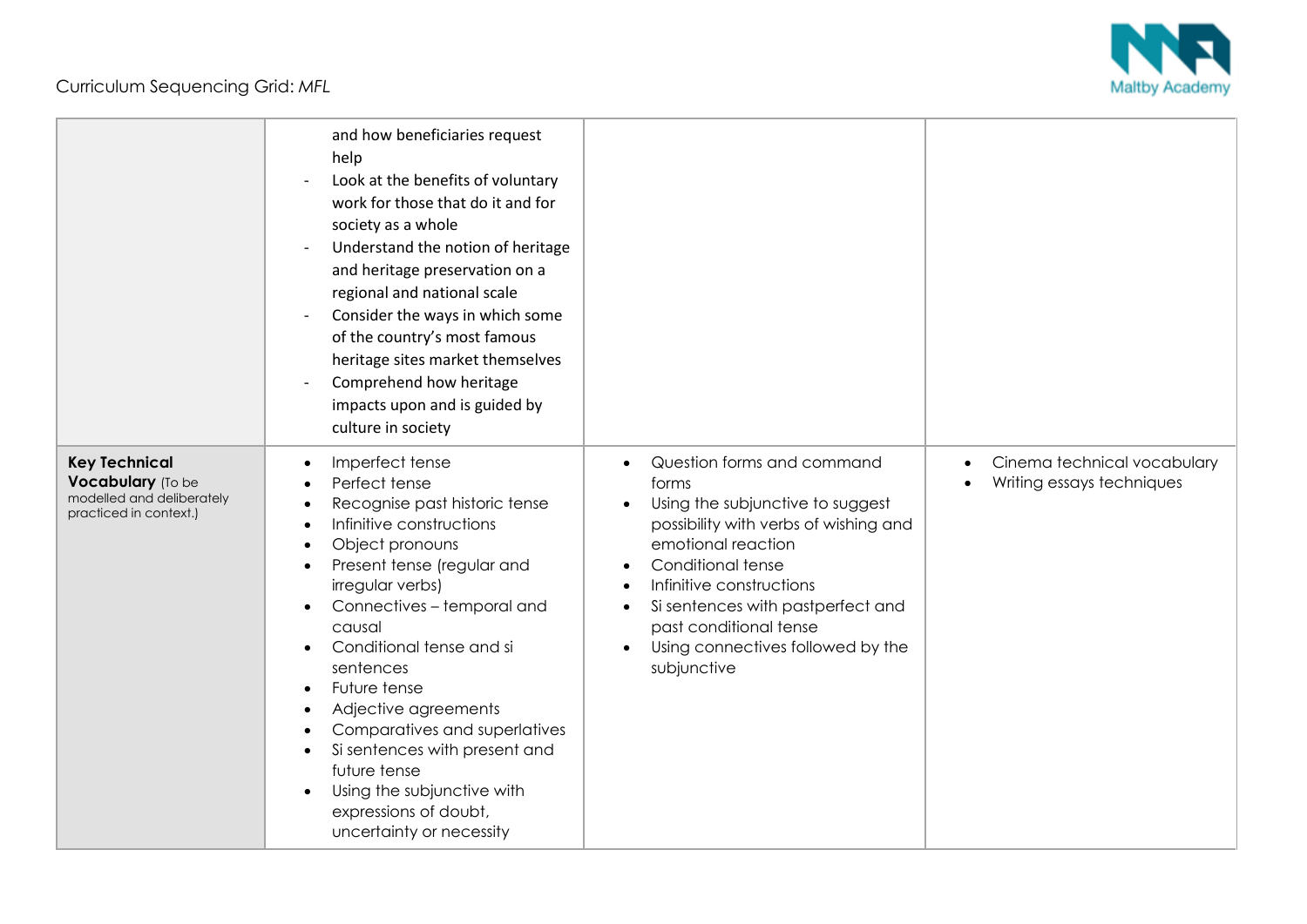Curriculum Sequencing Grid: *MFL*

| | | | |
|---|---|---|---|
| | and how beneficiaries request help<br>- Look at the benefits of voluntary work for those that do it and for society as a whole<br>- Understand the notion of heritage and heritage preservation on a regional and national scale<br>- Consider the ways in which some of the country's most famous heritage sites market themselves<br>- Comprehend how heritage impacts upon and is guided by culture in society | | |
| **Key Technical Vocabulary** (To be modelled and deliberately practiced in context.) | • Imperfect tense<br>• Perfect tense<br>• Recognise past historic tense<br>• Infinitive constructions<br>• Object pronouns<br>• Present tense (regular and irregular verbs)<br>• Connectives – temporal and causal<br>• Conditional tense and si sentences<br>• Future tense<br>• Adjective agreements<br>• Comparatives and superlatives<br>• Si sentences with present and future tense<br>• Using the subjunctive with expressions of doubt, uncertainty or necessity | • Question forms and command forms<br>• Using the subjunctive to suggest possibility with verbs of wishing and emotional reaction<br>• Conditional tense<br>• Infinitive constructions<br>• Si sentences with pastperfect and past conditional tense<br>• Using connectives followed by the subjunctive | • Cinema technical vocabulary<br>• Writing essays techniques |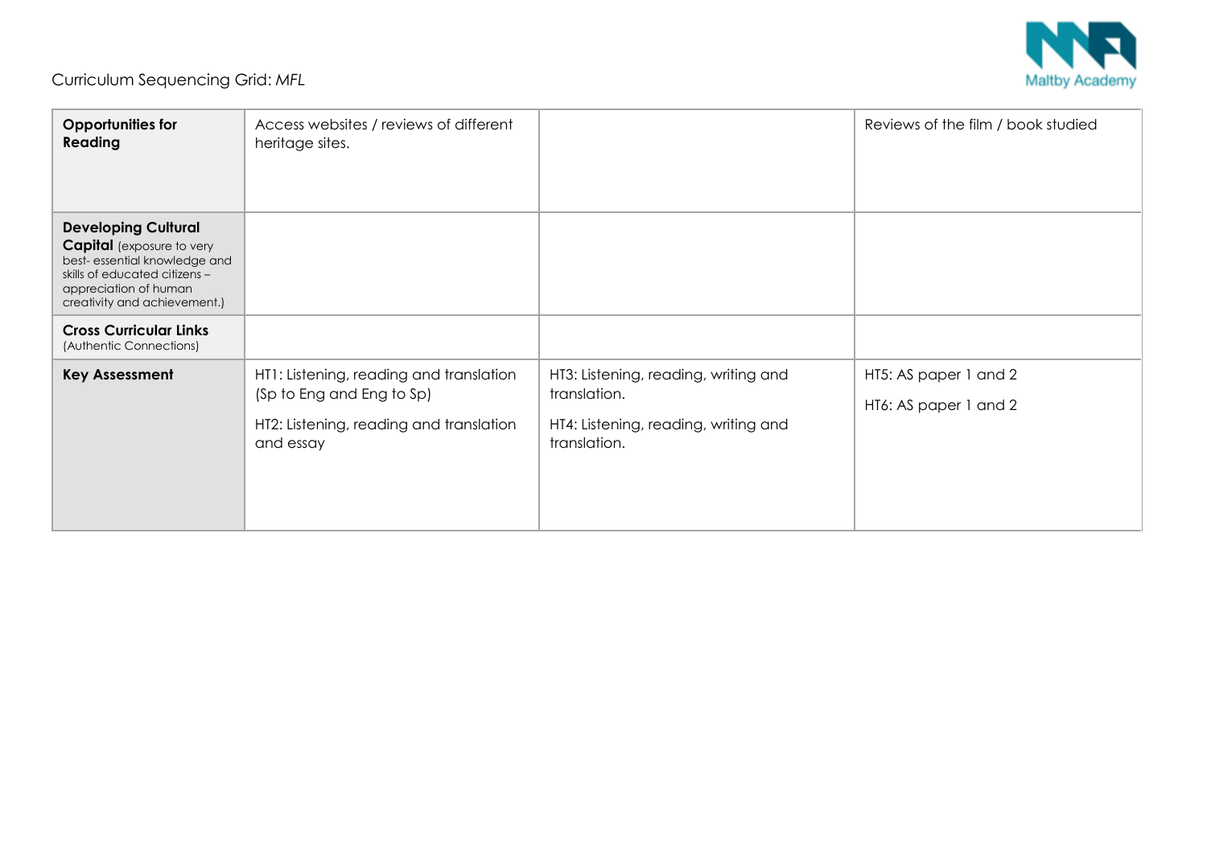Curriculum Sequencing Grid: *MFL*

| | | | |
|---|---|---|---|
| **Opportunities for Reading** | Access websites / reviews of different heritage sites. | | Reviews of the film / book studied |
| **Developing Cultural Capital** (exposure to very best- essential knowledge and skills of educated citizens – appreciation of human creativity and achievement.) | | | |
| **Cross Curricular Links** (Authentic Connections) | | | |
| **Key Assessment** | HT1: Listening, reading and translation (Sp to Eng and Eng to Sp)<br><br>HT2: Listening, reading and translation and essay | HT3: Listening, reading, writing and translation.<br><br>HT4: Listening, reading, writing and translation. | HT5: AS paper 1 and 2<br><br>HT6: AS paper 1 and 2 |